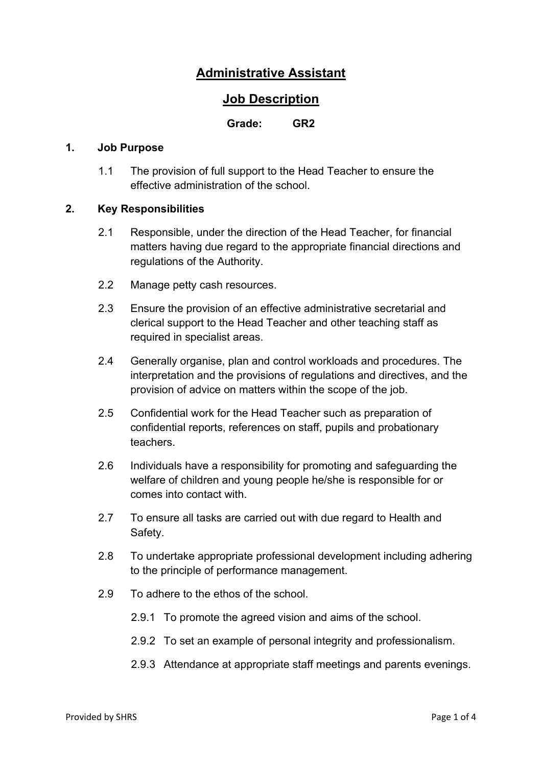# Administrative Assistant

## Job Description

**Grade: GR2**

### 1. Job Purpose

1.1 The provision of full support to the Head Teacher to ensure the effective administration of the school.

### 2. Key Responsibilities

2.1 Responsible, under the direction of the Head Teacher, for financial matters having due regard to the appropriate financial directions and regulations of the Authority.

2.2 Manage petty cash resources.

2.3 Ensure the provision of an effective administrative secretarial and clerical support to the Head Teacher and other teaching staff as required in specialist areas.

2.4 Generally organise, plan and control workloads and procedures. The interpretation and the provisions of regulations and directives, and the provision of advice on matters within the scope of the job.

2.5 Confidential work for the Head Teacher such as preparation of confidential reports, references on staff, pupils and probationary teachers.

2.6 Individuals have a responsibility for promoting and safeguarding the welfare of children and young people he/she is responsible for or comes into contact with.

2.7 To ensure all tasks are carried out with due regard to Health and Safety.

2.8 To undertake appropriate professional development including adhering to the principle of performance management.

2.9 To adhere to the ethos of the school.

- 2.9.1 To promote the agreed vision and aims of the school.
- 2.9.2 To set an example of personal integrity and professionalism.
- 2.9.3 Attendance at appropriate staff meetings and parents evenings.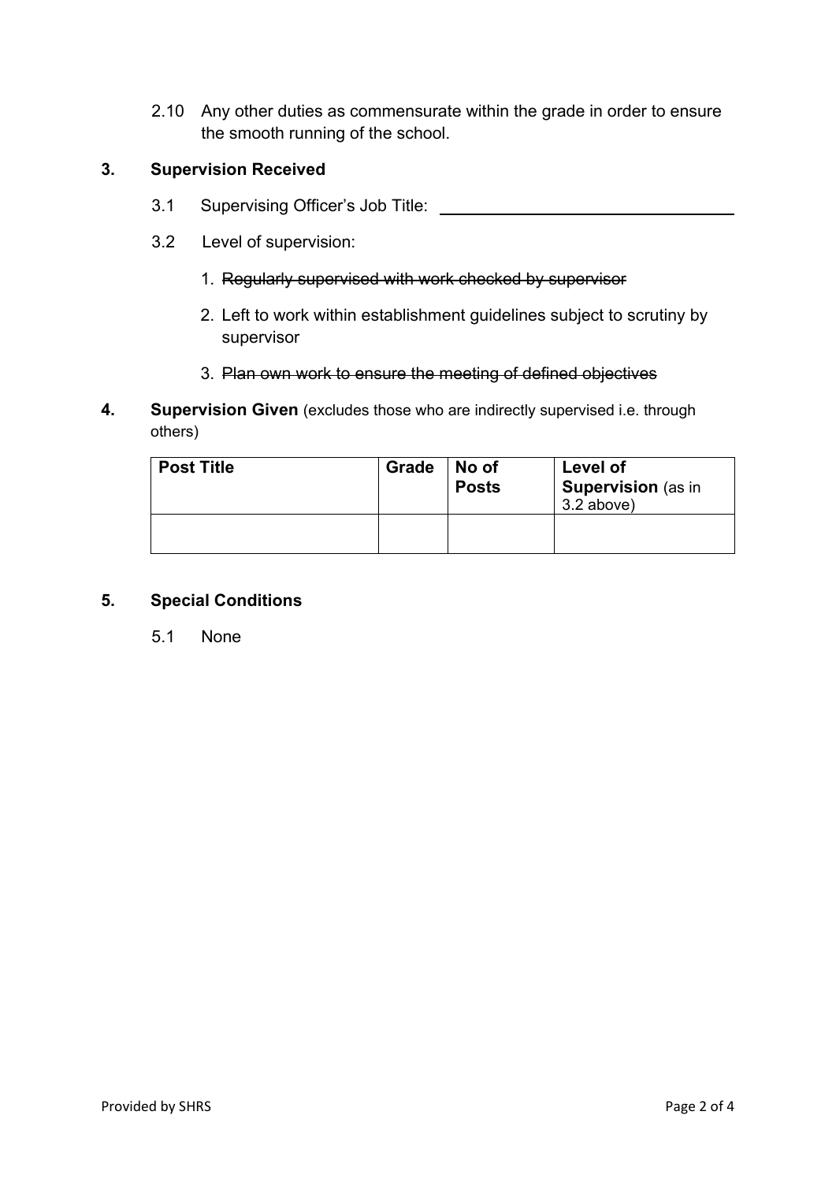2.10 Any other duties as commensurate within the grade in order to ensure the smooth running of the school.

## 3. Supervision Received

3.1 Supervising Officer's Job Title: \_\_\_\_\_\_\_\_\_\_\_\_\_\_\_\_\_\_\_\_\_\_\_\_\_\_\_\_\_\_\_\_

3.2 Level of supervision:

1. ~~Regularly supervised with work checked by supervisor~~
2. Left to work within establishment guidelines subject to scrutiny by supervisor
3. ~~Plan own work to ensure the meeting of defined objectives~~

## 4. Supervision Given (excludes those who are indirectly supervised i.e. through others)

| **Post Title** | **Grade** | **No of Posts** | **Level of Supervision** (as in 3.2 above) |
| --- | --- | --- | --- |
| | | | |

## 5. Special Conditions

5.1 None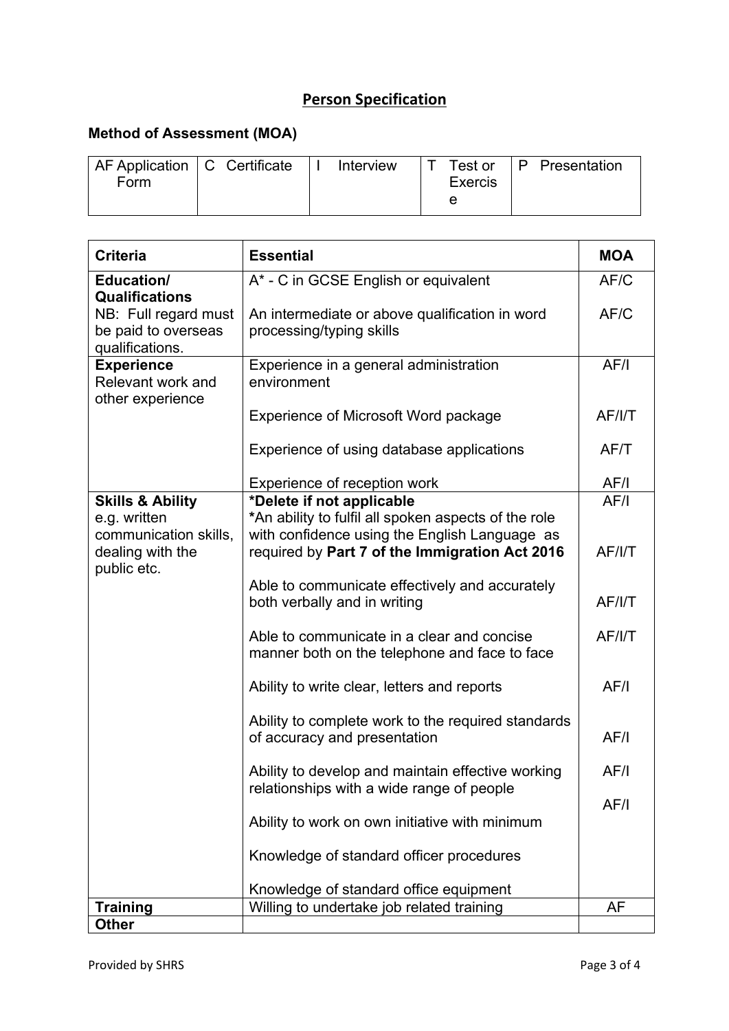# Person Specification

## Method of Assessment (MOA)

| AF Application Form | C Certificate | I Interview | T Test or Exercise | P Presentation |
|---|---|---|---|---|

| Criteria | Essential | MOA |
|---|---|---|
| **Education/ Qualifications**<br>NB: Full regard must be paid to overseas qualifications. | A* - C in GCSE English or equivalent<br><br>An intermediate or above qualification in word processing/typing skills | AF/C<br><br>AF/C |
| **Experience**<br>Relevant work and other experience | Experience in a general administration environment<br><br>Experience of Microsoft Word package<br><br>Experience of using database applications<br><br>Experience of reception work | AF/I<br><br>AF/I/T<br><br>AF/T<br><br>AF/I |
| **Skills & Ability**<br>e.g. written communication skills, dealing with the public etc. | ***Delete if not applicable**<br>*An ability to fulfil all spoken aspects of the role with confidence using the English Language as required by **Part 7 of the Immigration Act 2016**<br><br>Able to communicate effectively and accurately both verbally and in writing<br><br>Able to communicate in a clear and concise manner both on the telephone and face to face<br><br>Ability to write clear, letters and reports<br><br>Ability to complete work to the required standards of accuracy and presentation<br><br>Ability to develop and maintain effective working relationships with a wide range of people<br><br>Ability to work on own initiative with minimum<br><br>Knowledge of standard officer procedures<br><br>Knowledge of standard office equipment | AF/I<br><br>AF/I/T<br><br>AF/I/T<br><br>AF/I/T<br><br>AF/I<br><br>AF/I<br><br>AF/I<br><br>AF/I |
| **Training** | Willing to undertake job related training | AF |
| **Other** | | |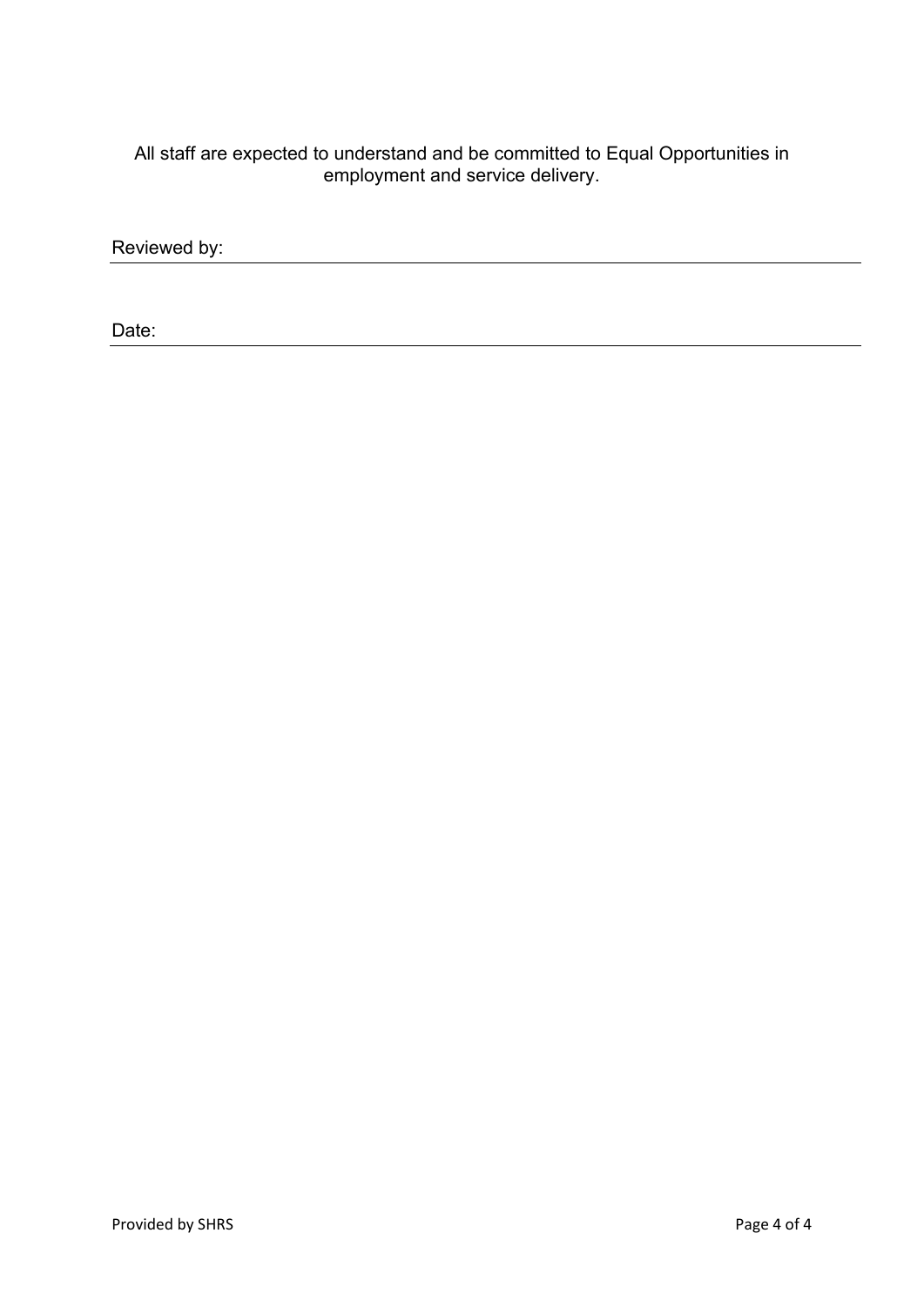All staff are expected to understand and be committed to Equal Opportunities in employment and service delivery.

Reviewed by: \_\_\_\_\_\_\_\_\_\_\_\_\_\_\_\_\_\_\_\_\_\_\_\_\_\_\_\_\_\_\_\_\_\_\_\_\_\_\_\_

Date: \_\_\_\_\_\_\_\_\_\_\_\_\_\_\_\_\_\_\_\_\_\_\_\_\_\_\_\_\_\_\_\_\_\_\_\_\_\_\_\_

Provided by SHRS